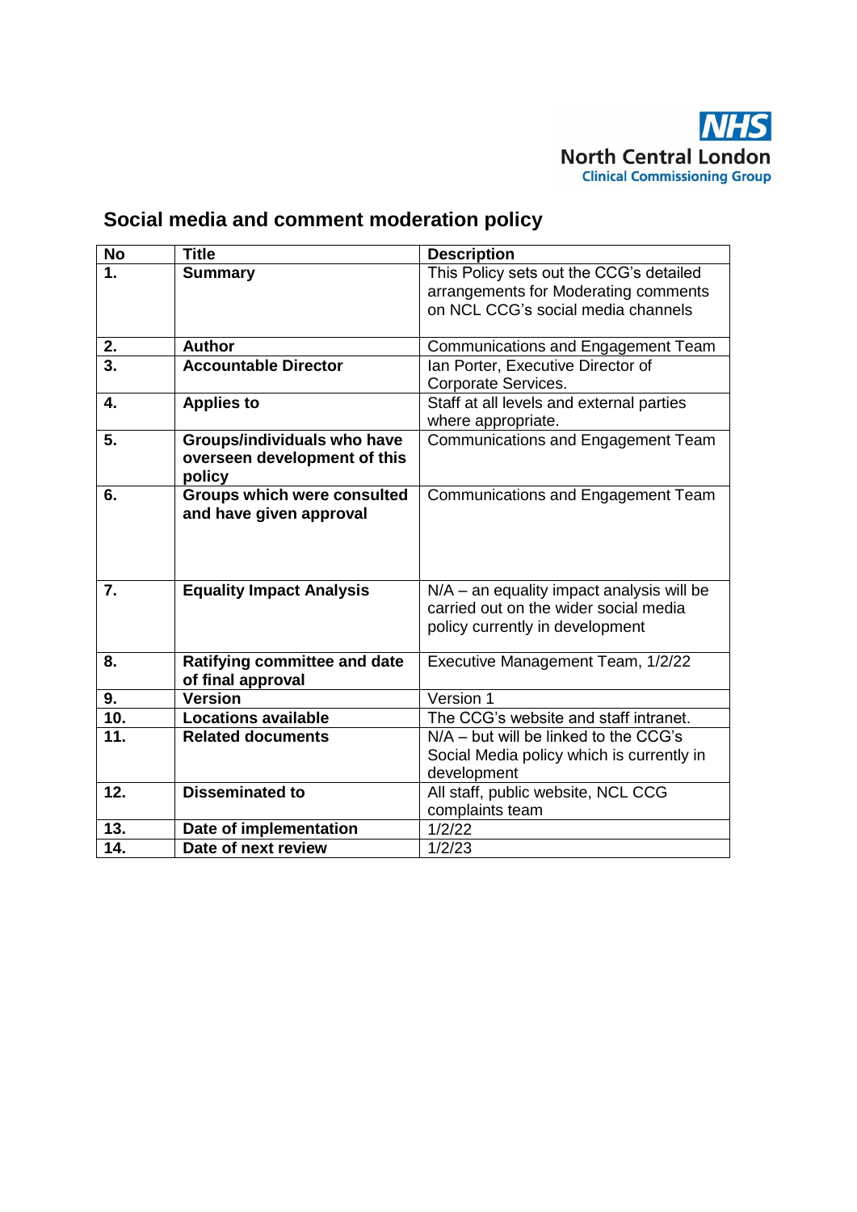NHS
North Central London
Clinical Commissioning Group

# Social media and comment moderation policy

| No | Title | Description |
|---|---|---|
| **1.** | **Summary** | This Policy sets out the CCG's detailed arrangements for Moderating comments on NCL CCG's social media channels |
| **2.** | **Author** | Communications and Engagement Team |
| **3.** | **Accountable Director** | Ian Porter, Executive Director of Corporate Services. |
| **4.** | **Applies to** | Staff at all levels and external parties where appropriate. |
| **5.** | **Groups/individuals who have overseen development of this policy** | Communications and Engagement Team |
| **6.** | **Groups which were consulted and have given approval** | Communications and Engagement Team |
| **7.** | **Equality Impact Analysis** | N/A – an equality impact analysis will be carried out on the wider social media policy currently in development |
| **8.** | **Ratifying committee and date of final approval** | Executive Management Team, 1/2/22 |
| **9.** | **Version** | Version 1 |
| **10.** | **Locations available** | The CCG's website and staff intranet. |
| **11.** | **Related documents** | N/A – but will be linked to the CCG's Social Media policy which is currently in development |
| **12.** | **Disseminated to** | All staff, public website, NCL CCG complaints team |
| **13.** | **Date of implementation** | 1/2/22 |
| **14.** | **Date of next review** | 1/2/23 |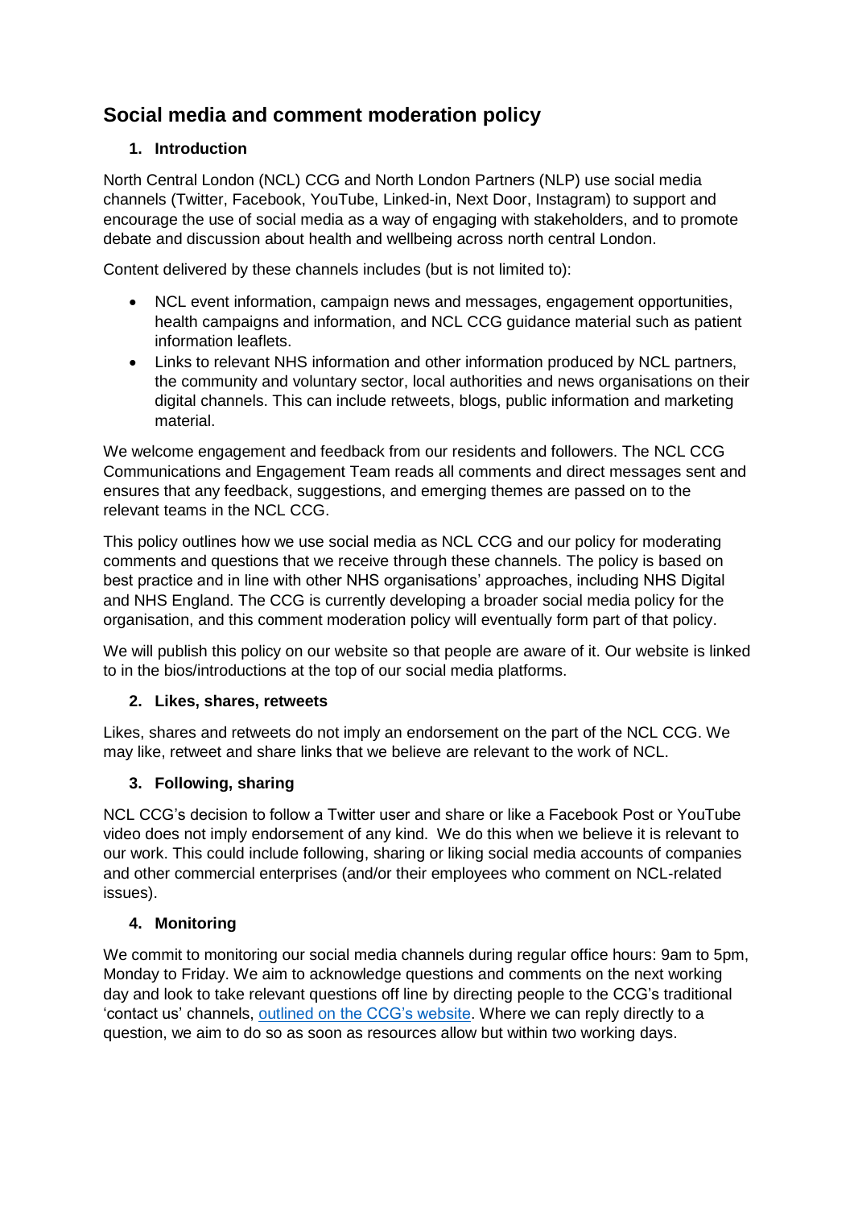# Social media and comment moderation policy

## 1. Introduction

North Central London (NCL) CCG and North London Partners (NLP) use social media channels (Twitter, Facebook, YouTube, Linked-in, Next Door, Instagram) to support and encourage the use of social media as a way of engaging with stakeholders, and to promote debate and discussion about health and wellbeing across north central London.

Content delivered by these channels includes (but is not limited to):

- NCL event information, campaign news and messages, engagement opportunities, health campaigns and information, and NCL CCG guidance material such as patient information leaflets.
- Links to relevant NHS information and other information produced by NCL partners, the community and voluntary sector, local authorities and news organisations on their digital channels. This can include retweets, blogs, public information and marketing material.

We welcome engagement and feedback from our residents and followers. The NCL CCG Communications and Engagement Team reads all comments and direct messages sent and ensures that any feedback, suggestions, and emerging themes are passed on to the relevant teams in the NCL CCG.

This policy outlines how we use social media as NCL CCG and our policy for moderating comments and questions that we receive through these channels. The policy is based on best practice and in line with other NHS organisations' approaches, including NHS Digital and NHS England. The CCG is currently developing a broader social media policy for the organisation, and this comment moderation policy will eventually form part of that policy.

We will publish this policy on our website so that people are aware of it. Our website is linked to in the bios/introductions at the top of our social media platforms.

## 2. Likes, shares, retweets

Likes, shares and retweets do not imply an endorsement on the part of the NCL CCG. We may like, retweet and share links that we believe are relevant to the work of NCL.

## 3. Following, sharing

NCL CCG's decision to follow a Twitter user and share or like a Facebook Post or YouTube video does not imply endorsement of any kind. We do this when we believe it is relevant to our work. This could include following, sharing or liking social media accounts of companies and other commercial enterprises (and/or their employees who comment on NCL-related issues).

## 4. Monitoring

We commit to monitoring our social media channels during regular office hours: 9am to 5pm, Monday to Friday. We aim to acknowledge questions and comments on the next working day and look to take relevant questions off line by directing people to the CCG's traditional 'contact us' channels, outlined on the CCG's website. Where we can reply directly to a question, we aim to do so as soon as resources allow but within two working days.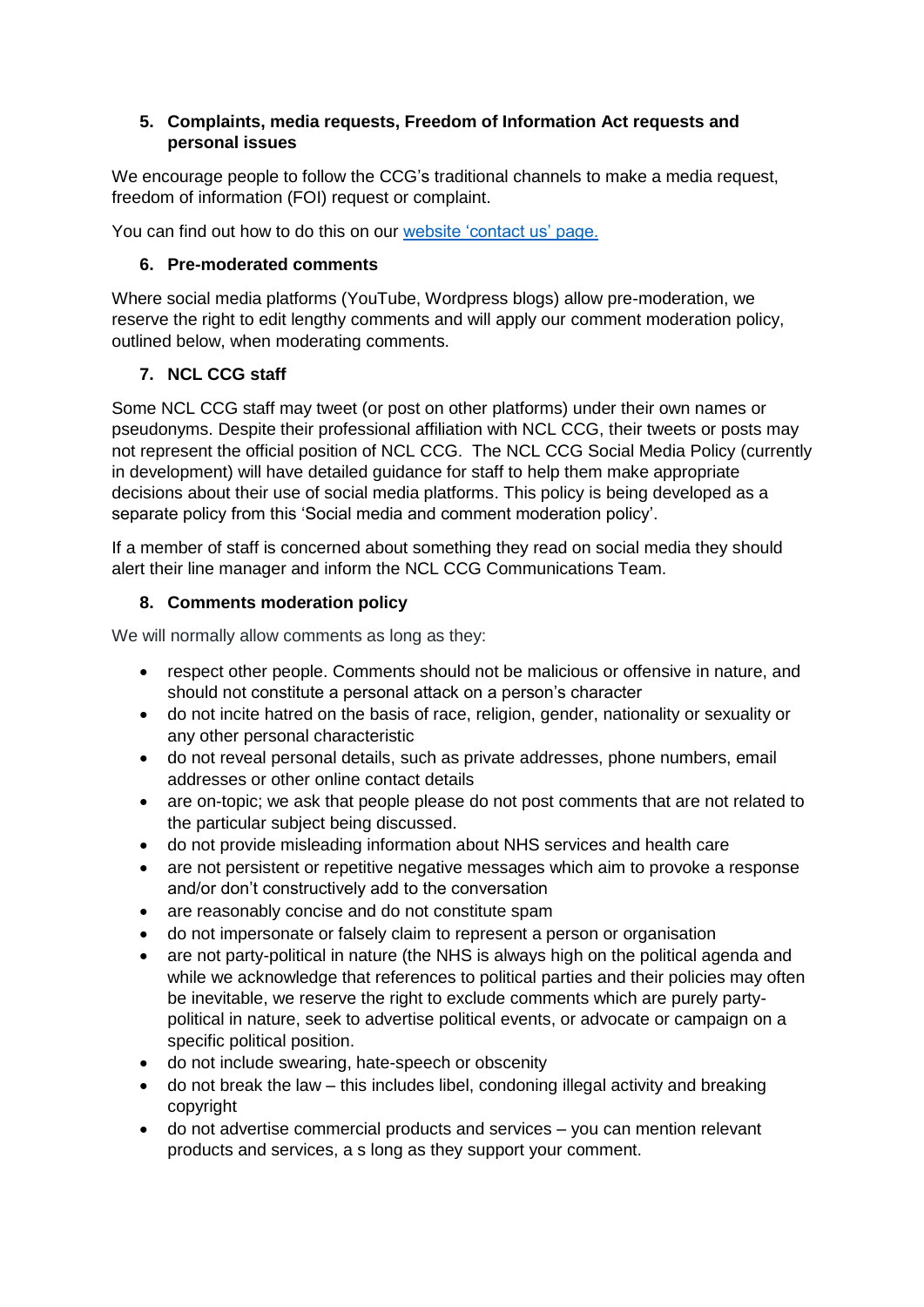## 5. Complaints, media requests, Freedom of Information Act requests and personal issues

We encourage people to follow the CCG's traditional channels to make a media request, freedom of information (FOI) request or complaint.

You can find out how to do this on our website 'contact us' page.

## 6. Pre-moderated comments

Where social media platforms (YouTube, Wordpress blogs) allow pre-moderation, we reserve the right to edit lengthy comments and will apply our comment moderation policy, outlined below, when moderating comments.

## 7. NCL CCG staff

Some NCL CCG staff may tweet (or post on other platforms) under their own names or pseudonyms. Despite their professional affiliation with NCL CCG, their tweets or posts may not represent the official position of NCL CCG. The NCL CCG Social Media Policy (currently in development) will have detailed guidance for staff to help them make appropriate decisions about their use of social media platforms. This policy is being developed as a separate policy from this 'Social media and comment moderation policy'.

If a member of staff is concerned about something they read on social media they should alert their line manager and inform the NCL CCG Communications Team.

## 8. Comments moderation policy

We will normally allow comments as long as they:

- respect other people. Comments should not be malicious or offensive in nature, and should not constitute a personal attack on a person's character
- do not incite hatred on the basis of race, religion, gender, nationality or sexuality or any other personal characteristic
- do not reveal personal details, such as private addresses, phone numbers, email addresses or other online contact details
- are on-topic; we ask that people please do not post comments that are not related to the particular subject being discussed.
- do not provide misleading information about NHS services and health care
- are not persistent or repetitive negative messages which aim to provoke a response and/or don't constructively add to the conversation
- are reasonably concise and do not constitute spam
- do not impersonate or falsely claim to represent a person or organisation
- are not party-political in nature (the NHS is always high on the political agenda and while we acknowledge that references to political parties and their policies may often be inevitable, we reserve the right to exclude comments which are purely party-political in nature, seek to advertise political events, or advocate or campaign on a specific political position.
- do not include swearing, hate-speech or obscenity
- do not break the law – this includes libel, condoning illegal activity and breaking copyright
- do not advertise commercial products and services – you can mention relevant products and services, a s long as they support your comment.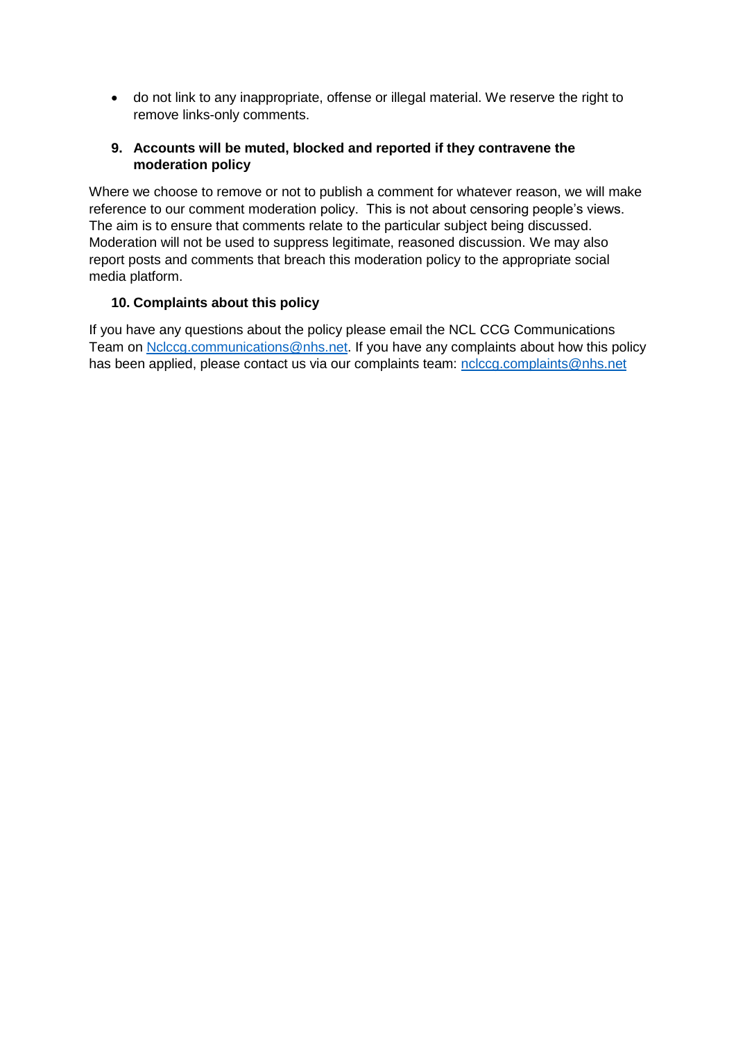- do not link to any inappropriate, offense or illegal material. We reserve the right to remove links-only comments.

### 9. Accounts will be muted, blocked and reported if they contravene the moderation policy

Where we choose to remove or not to publish a comment for whatever reason, we will make reference to our comment moderation policy. This is not about censoring people's views. The aim is to ensure that comments relate to the particular subject being discussed. Moderation will not be used to suppress legitimate, reasoned discussion. We may also report posts and comments that breach this moderation policy to the appropriate social media platform.

### 10. Complaints about this policy

If you have any questions about the policy please email the NCL CCG Communications Team on Nclccg.communications@nhs.net. If you have any complaints about how this policy has been applied, please contact us via our complaints team: nclccg.complaints@nhs.net